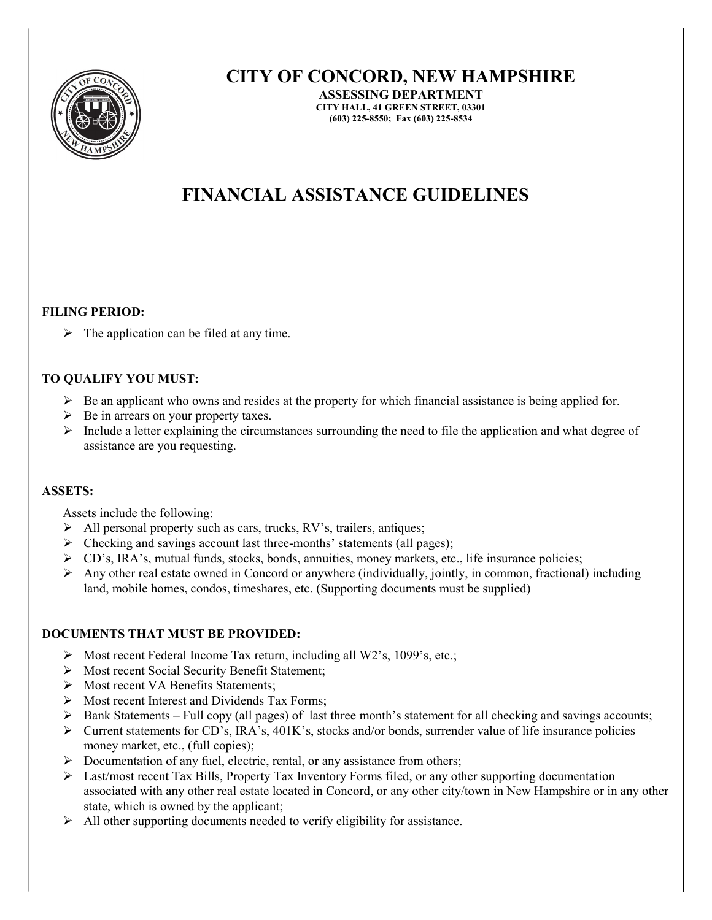# CITY OF CONCORD, NEW HAMPSHIRE

**ASSESSING DEPARTMENT**
**CITY HALL, 41 GREEN STREET, 03301**
**(603) 225-8550; Fax (603) 225-8534**

## FINANCIAL ASSISTANCE GUIDELINES

**FILING PERIOD:**

- The application can be filed at any time.

**TO QUALIFY YOU MUST:**

- Be an applicant who owns and resides at the property for which financial assistance is being applied for.
- Be in arrears on your property taxes.
- Include a letter explaining the circumstances surrounding the need to file the application and what degree of assistance are you requesting.

**ASSETS:**

Assets include the following:

- All personal property such as cars, trucks, RV's, trailers, antiques;
- Checking and savings account last three-months' statements (all pages);
- CD's, IRA's, mutual funds, stocks, bonds, annuities, money markets, etc., life insurance policies;
- Any other real estate owned in Concord or anywhere (individually, jointly, in common, fractional) including land, mobile homes, condos, timeshares, etc. (Supporting documents must be supplied)

**DOCUMENTS THAT MUST BE PROVIDED:**

- Most recent Federal Income Tax return, including all W2's, 1099's, etc.;
- Most recent Social Security Benefit Statement;
- Most recent VA Benefits Statements;
- Most recent Interest and Dividends Tax Forms;
- Bank Statements – Full copy (all pages) of last three month's statement for all checking and savings accounts;
- Current statements for CD's, IRA's, 401K's, stocks and/or bonds, surrender value of life insurance policies money market, etc., (full copies);
- Documentation of any fuel, electric, rental, or any assistance from others;
- Last/most recent Tax Bills, Property Tax Inventory Forms filed, or any other supporting documentation associated with any other real estate located in Concord, or any other city/town in New Hampshire or in any other state, which is owned by the applicant;
- All other supporting documents needed to verify eligibility for assistance.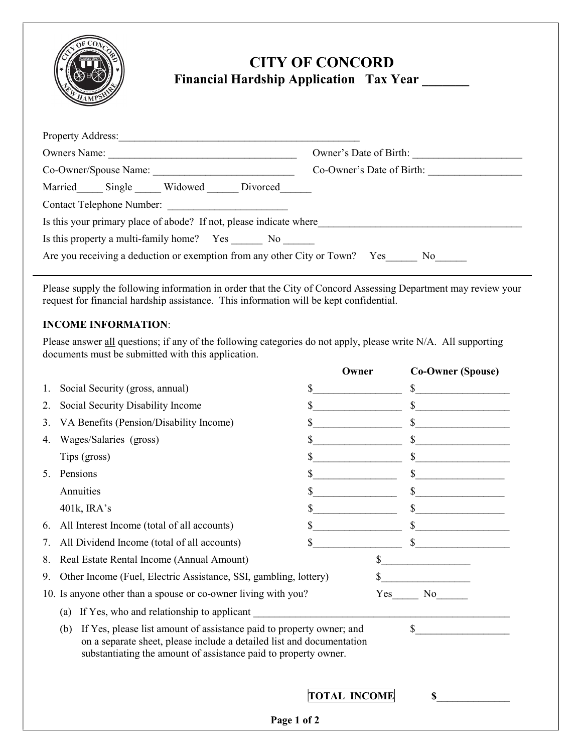# CITY OF CONCORD

## Financial Hardship Application Tax Year _______

Property Address:_______________________________________________

Owners Name: ____________________________________ Owner's Date of Birth: ____________________

Co-Owner/Spouse Name: ___________________________ Co-Owner's Date of Birth: _________________

Married_____ Single _____ Widowed ______ Divorced______

Contact Telephone Number: ______________________

Is this your primary place of abode? If not, please indicate where_______________________________________

Is this property a multi-family home? Yes ______ No ______

Are you receiving a deduction or exemption from any other City or Town? Yes______ No______

---

Please supply the following information in order that the City of Concord Assessing Department may review your request for financial hardship assistance. This information will be kept confidential.

**INCOME INFORMATION**:

Please answer all questions; if any of the following categories do not apply, please write N/A. All supporting documents must be submitted with this application.

| | | Owner | Co-Owner (Spouse) |
|---|---|---|---|
| 1. | Social Security (gross, annual) | $________________ | $_________________ |
| 2. | Social Security Disability Income | $________________ | $_________________ |
| 3. | VA Benefits (Pension/Disability Income) | $________________ | $_________________ |
| 4. | Wages/Salaries (gross) | $________________ | $_________________ |
| | Tips (gross) | $________________ | $_________________ |
| 5. | Pensions | $________________ | $_________________ |
| | Annuities | $________________ | $_________________ |
| | 401k, IRA's | $________________ | $_________________ |
| 6. | All Interest Income (total of all accounts) | $________________ | $_________________ |
| 7. | All Dividend Income (total of all accounts) | $________________ | $_________________ |

8. Real Estate Rental Income (Annual Amount) $________________

9. Other Income (Fuel, Electric Assistance, SSI, gambling, lottery) $________________

10. Is anyone other than a spouse or co-owner living with you? Yes_____ No______

    (a) If Yes, who and relationship to applicant ________________________________________________

    (b) If Yes, please list amount of assistance paid to property owner; and on a separate sheet, please include a detailed list and documentation substantiating the amount of assistance paid to property owner. $_________________

**TOTAL INCOME** $_____________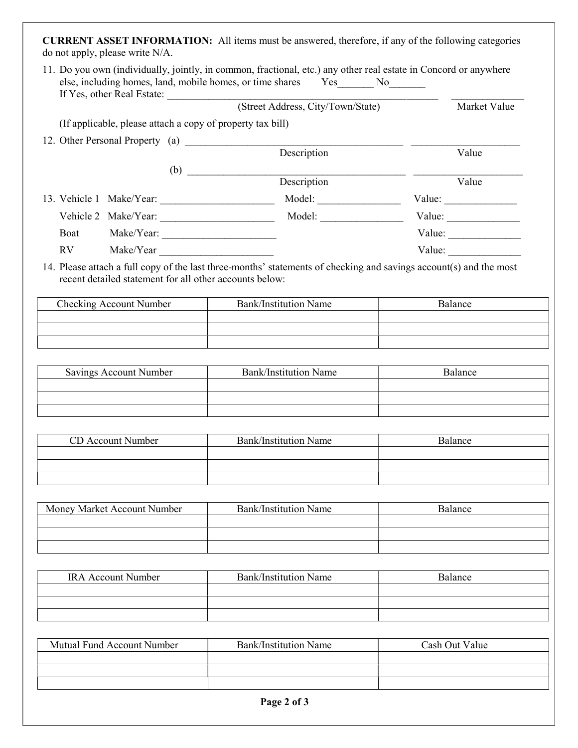**CURRENT ASSET INFORMATION:** All items must be answered, therefore, if any of the following categories do not apply, please write N/A.

11. Do you own (individually, jointly, in common, fractional, etc.) any other real estate in Concord or anywhere else, including homes, land, mobile homes, or time shares Yes_______ No_______

    If Yes, other Real Estate: ______________________________________________________ ______________

    (Street Address, City/Town/State) Market Value

    (If applicable, please attach a copy of property tax bill)

12. Other Personal Property (a) ___________________________________________ ____________________

    Description Value

    (b) ___________________________________________ ____________________

    Description Value

13. Vehicle 1 Make/Year: ______________________ Model: ________________ Value: ______________

    Vehicle 2 Make/Year: ______________________ Model: ________________ Value: ______________

    Boat Make/Year: ______________________ Value: ______________

    RV Make/Year ______________________ Value: ______________

14. Please attach a full copy of the last three-months' statements of checking and savings account(s) and the most recent detailed statement for all other accounts below:

| Checking Account Number | Bank/Institution Name | Balance |
|---|---|---|
| | | |
| | | |
| | | |

| Savings Account Number | Bank/Institution Name | Balance |
|---|---|---|
| | | |
| | | |
| | | |

| CD Account Number | Bank/Institution Name | Balance |
|---|---|---|
| | | |
| | | |
| | | |

| Money Market Account Number | Bank/Institution Name | Balance |
|---|---|---|
| | | |
| | | |
| | | |

| IRA Account Number | Bank/Institution Name | Balance |
|---|---|---|
| | | |
| | | |
| | | |

| Mutual Fund Account Number | Bank/Institution Name | Cash Out Value |
|---|---|---|
| | | |
| | | |
| | | |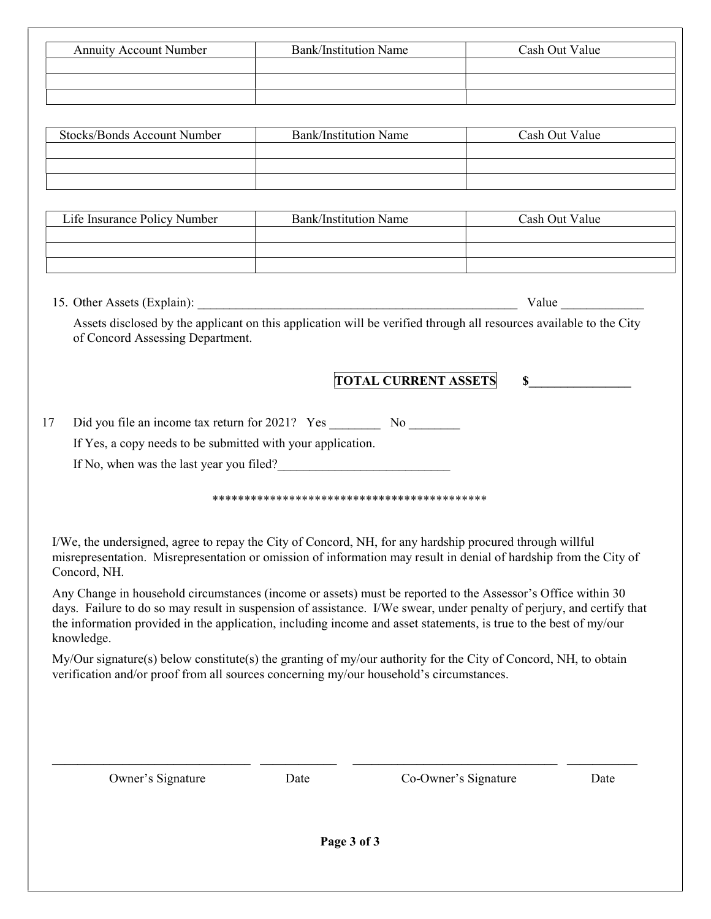| Annuity Account Number | Bank/Institution Name | Cash Out Value |
|---|---|---|
| | | |
| | | |
| | | |

| Stocks/Bonds Account Number | Bank/Institution Name | Cash Out Value |
|---|---|---|
| | | |
| | | |
| | | |

| Life Insurance Policy Number | Bank/Institution Name | Cash Out Value |
|---|---|---|
| | | |
| | | |
| | | |

15. Other Assets (Explain): ____________________________________________________ Value _____________

Assets disclosed by the applicant on this application will be verified through all resources available to the City of Concord Assessing Department.

**TOTAL CURRENT ASSETS** **$________________**

17 Did you file an income tax return for 2021? Yes ________ No ________

If Yes, a copy needs to be submitted with your application.

If No, when was the last year you filed?___________________________

********************************************

I/We, the undersigned, agree to repay the City of Concord, NH, for any hardship procured through willful misrepresentation. Misrepresentation or omission of information may result in denial of hardship from the City of Concord, NH.

Any Change in household circumstances (income or assets) must be reported to the Assessor's Office within 30 days. Failure to do so may result in suspension of assistance. I/We swear, under penalty of perjury, and certify that the information provided in the application, including income and asset statements, is true to the best of my/our knowledge.

My/Our signature(s) below constitute(s) the granting of my/our authority for the City of Concord, NH, to obtain verification and/or proof from all sources concerning my/our household's circumstances.

________________________________ ____________ ________________________________ ___________

Owner's Signature Date Co-Owner's Signature Date